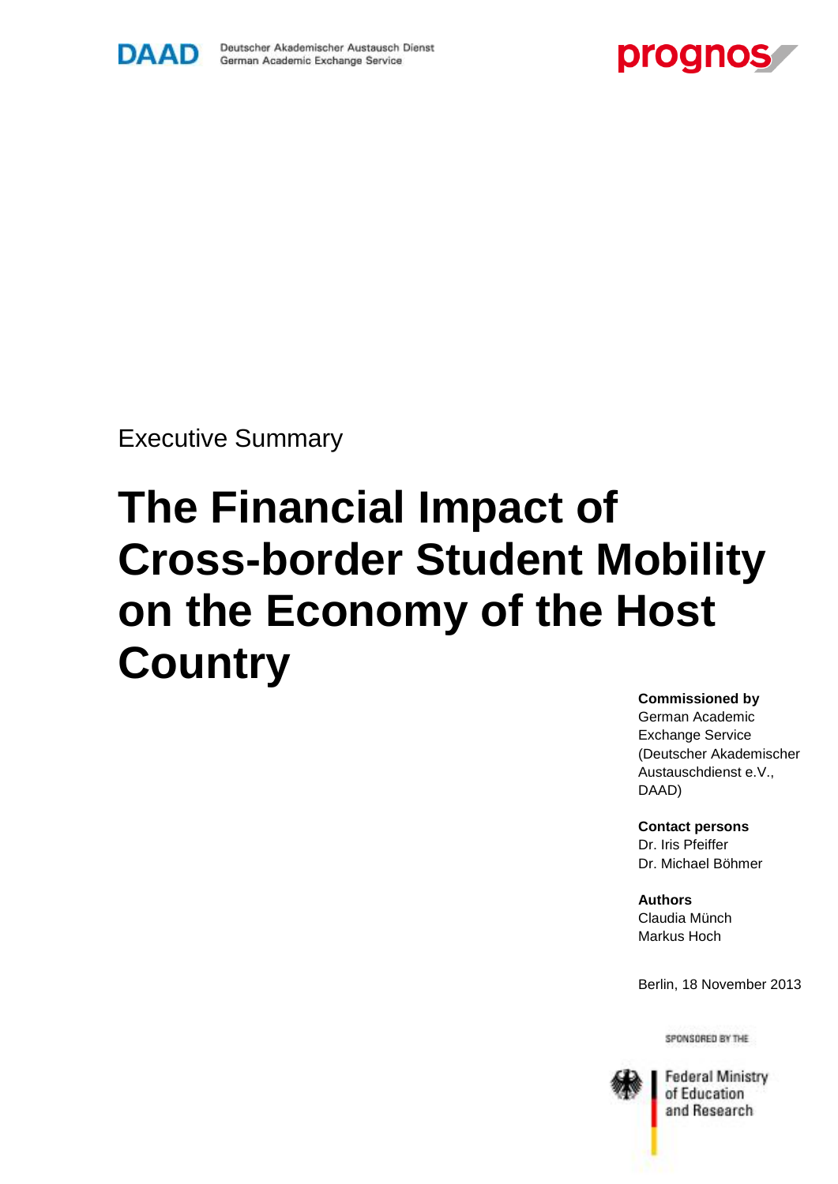DAAD Deutscher Akademischer Austausch Dienst
German Academic Exchange Service

prognos

Executive Summary

# The Financial Impact of Cross-border Student Mobility on the Economy of the Host Country

**Commissioned by**
German Academic Exchange Service (Deutscher Akademischer Austauschdienst e.V., DAAD)

**Contact persons**
Dr. Iris Pfeiffer
Dr. Michael Böhmer

**Authors**
Claudia Münch
Markus Hoch

Berlin, 18 November 2013

SPONSORED BY THE

Federal Ministry of Education and Research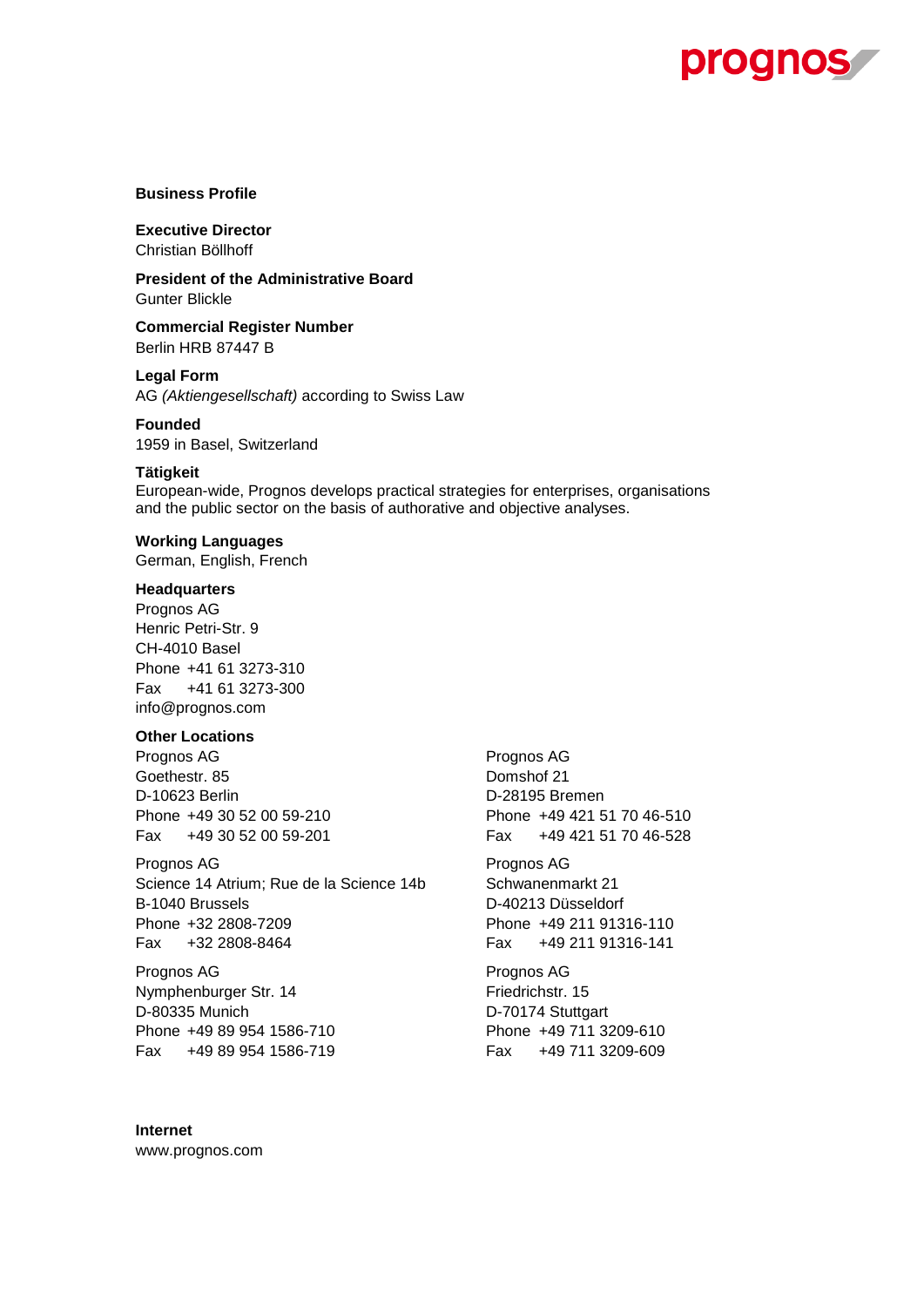**Business Profile**

**Executive Director**
Christian Böllhoff

**President of the Administrative Board**
Gunter Blickle

**Commercial Register Number**
Berlin HRB 87447 B

**Legal Form**
AG *(Aktiengesellschaft)* according to Swiss Law

**Founded**
1959 in Basel, Switzerland

**Tätigkeit**
European-wide, Prognos develops practical strategies for enterprises, organisations and the public sector on the basis of authorative and objective analyses.

**Working Languages**
German, English, French

**Headquarters**
Prognos AG
Henric Petri-Str. 9
CH-4010 Basel
Phone +41 61 3273-310
Fax +41 61 3273-300
info@prognos.com

**Other Locations**

Prognos AG
Goethestr. 85
D-10623 Berlin
Phone +49 30 52 00 59-210
Fax +49 30 52 00 59-201

Prognos AG
Domshof 21
D-28195 Bremen
Phone +49 421 51 70 46-510
Fax +49 421 51 70 46-528

Prognos AG
Science 14 Atrium; Rue de la Science 14b
B-1040 Brussels
Phone +32 2808-7209
Fax +32 2808-8464

Prognos AG
Schwanenmarkt 21
D-40213 Düsseldorf
Phone +49 211 91316-110
Fax +49 211 91316-141

Prognos AG
Nymphenburger Str. 14
D-80335 Munich
Phone +49 89 954 1586-710
Fax +49 89 954 1586-719

Prognos AG
Friedrichstr. 15
D-70174 Stuttgart
Phone +49 711 3209-610
Fax +49 711 3209-609

**Internet**
www.prognos.com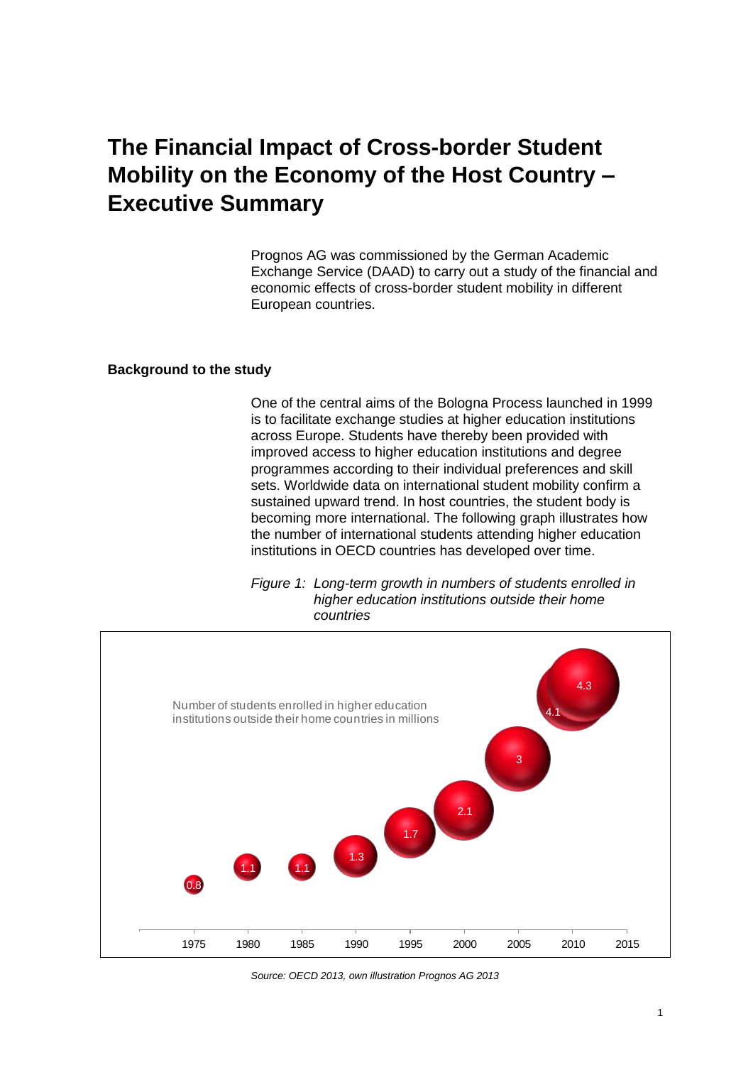# The Financial Impact of Cross-border Student Mobility on the Economy of the Host Country – Executive Summary

Prognos AG was commissioned by the German Academic Exchange Service (DAAD) to carry out a study of the financial and economic effects of cross-border student mobility in different European countries.

## Background to the study

One of the central aims of the Bologna Process launched in 1999 is to facilitate exchange studies at higher education institutions across Europe. Students have thereby been provided with improved access to higher education institutions and degree programmes according to their individual preferences and skill sets. Worldwide data on international student mobility confirm a sustained upward trend. In host countries, the student body is becoming more international. The following graph illustrates how the number of international students attending higher education institutions in OECD countries has developed over time.

*Figure 1: Long-term growth in numbers of students enrolled in higher education institutions outside their home countries*

Number of students enrolled in higher education institutions outside their home countries in millions

| Year | 1975 | 1980 | 1985 | 1990 | 1995 | 2000 | 2005 | 2010 | 2011 |
|---|---|---|---|---|---|---|---|---|---|
| Students (millions) | 0.8 | 1.1 | 1.1 | 1.3 | 1.7 | 2.1 | 3 | 4.1 | 4.3 |

*Source: OECD 2013, own illustration Prognos AG 2013*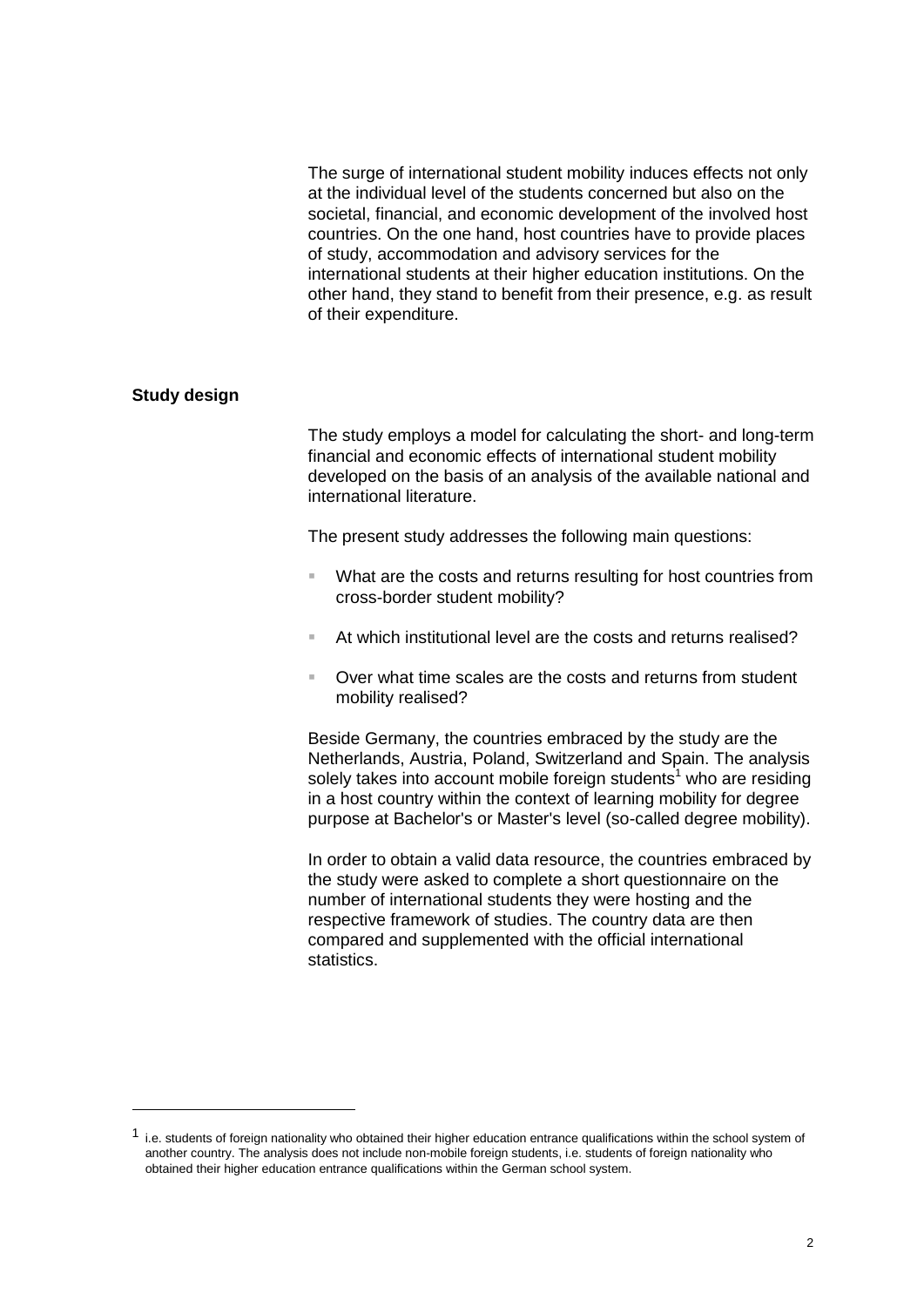The surge of international student mobility induces effects not only at the individual level of the students concerned but also on the societal, financial, and economic development of the involved host countries. On the one hand, host countries have to provide places of study, accommodation and advisory services for the international students at their higher education institutions. On the other hand, they stand to benefit from their presence, e.g. as result of their expenditure.

## Study design

The study employs a model for calculating the short- and long-term financial and economic effects of international student mobility developed on the basis of an analysis of the available national and international literature.

The present study addresses the following main questions:

- What are the costs and returns resulting for host countries from cross-border student mobility?
- At which institutional level are the costs and returns realised?
- Over what time scales are the costs and returns from student mobility realised?

Beside Germany, the countries embraced by the study are the Netherlands, Austria, Poland, Switzerland and Spain. The analysis solely takes into account mobile foreign students[1] who are residing in a host country within the context of learning mobility for degree purpose at Bachelor's or Master's level (so-called degree mobility).

In order to obtain a valid data resource, the countries embraced by the study were asked to complete a short questionnaire on the number of international students they were hosting and the respective framework of studies. The country data are then compared and supplemented with the official international statistics.

[1] i.e. students of foreign nationality who obtained their higher education entrance qualifications within the school system of another country. The analysis does not include non-mobile foreign students, i.e. students of foreign nationality who obtained their higher education entrance qualifications within the German school system.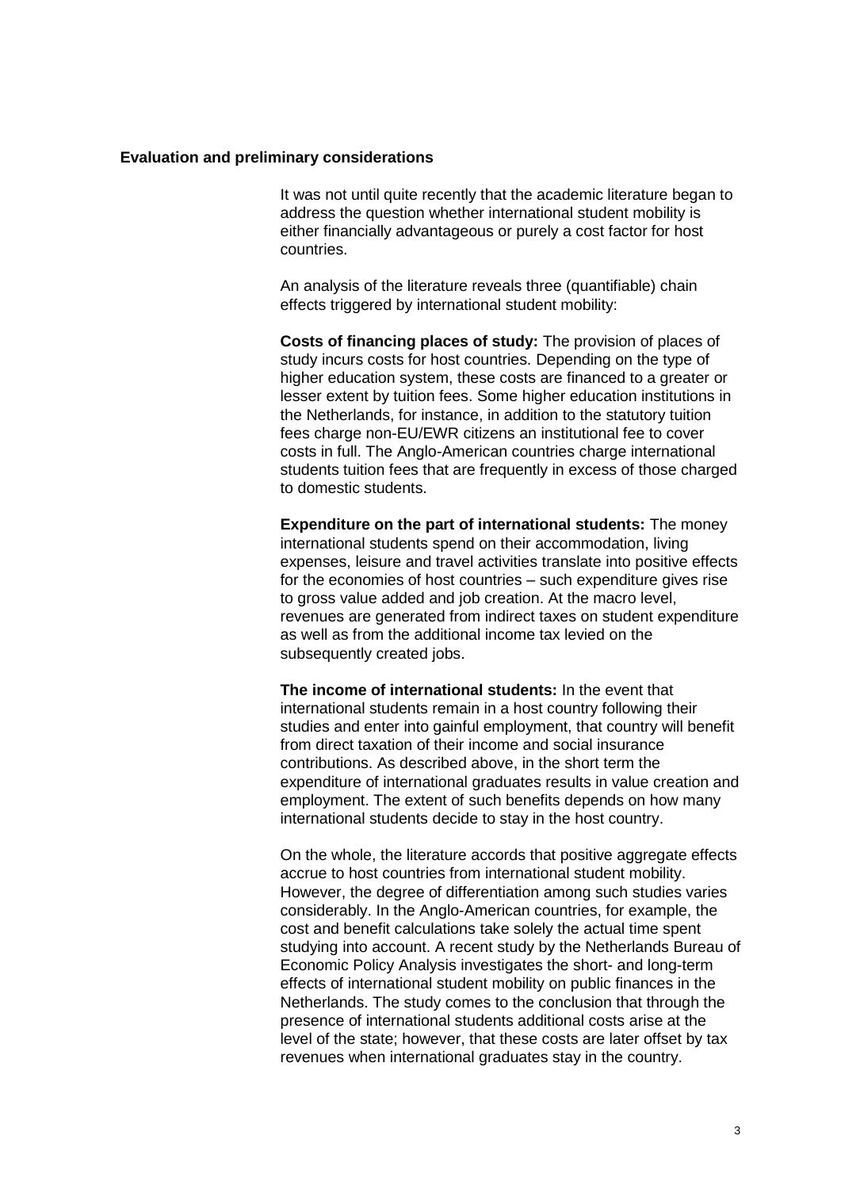## Evaluation and preliminary considerations

It was not until quite recently that the academic literature began to address the question whether international student mobility is either financially advantageous or purely a cost factor for host countries.

An analysis of the literature reveals three (quantifiable) chain effects triggered by international student mobility:

**Costs of financing places of study:** The provision of places of study incurs costs for host countries. Depending on the type of higher education system, these costs are financed to a greater or lesser extent by tuition fees. Some higher education institutions in the Netherlands, for instance, in addition to the statutory tuition fees charge non-EU/EWR citizens an institutional fee to cover costs in full. The Anglo-American countries charge international students tuition fees that are frequently in excess of those charged to domestic students.

**Expenditure on the part of international students:** The money international students spend on their accommodation, living expenses, leisure and travel activities translate into positive effects for the economies of host countries – such expenditure gives rise to gross value added and job creation. At the macro level, revenues are generated from indirect taxes on student expenditure as well as from the additional income tax levied on the subsequently created jobs.

**The income of international students:** In the event that international students remain in a host country following their studies and enter into gainful employment, that country will benefit from direct taxation of their income and social insurance contributions. As described above, in the short term the expenditure of international graduates results in value creation and employment. The extent of such benefits depends on how many international students decide to stay in the host country.

On the whole, the literature accords that positive aggregate effects accrue to host countries from international student mobility. However, the degree of differentiation among such studies varies considerably. In the Anglo-American countries, for example, the cost and benefit calculations take solely the actual time spent studying into account. A recent study by the Netherlands Bureau of Economic Policy Analysis investigates the short- and long-term effects of international student mobility on public finances in the Netherlands. The study comes to the conclusion that through the presence of international students additional costs arise at the level of the state; however, that these costs are later offset by tax revenues when international graduates stay in the country.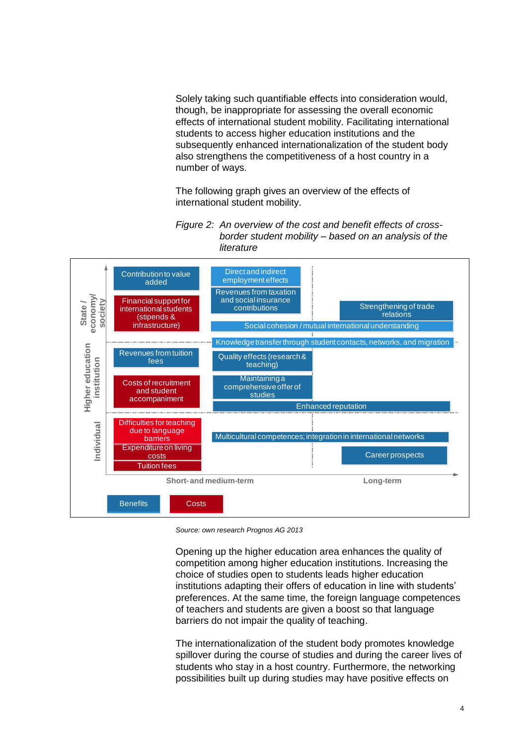Solely taking such quantifiable effects into consideration would, though, be inappropriate for assessing the overall economic effects of international student mobility. Facilitating international students to access higher education institutions and the subsequently enhanced internationalization of the student body also strengthens the competitiveness of a host country in a number of ways.

The following graph gives an overview of the effects of international student mobility.

*Figure 2: An overview of the cost and benefit effects of cross-border student mobility – based on an analysis of the literature*

| | Short- and medium-term | | Long-term |
|---|---|---|---|
| **State / economy/ society** | Benefits: Contribution to value added<br>Costs: Financial support for international students (stipends & infrastructure) | Benefits: Direct and indirect employment effects; Revenues from taxation and social insurance contributions; Social cohesion / mutual international understanding | Benefits: Strengthening of trade relations; Social cohesion / mutual international understanding |
| (spanning State and Higher education institution) | | Benefits: Knowledge transfer through student contacts, networks, and migration | Benefits: Knowledge transfer through student contacts, networks, and migration |
| **Higher education institution** | Benefits: Revenues from tuition fees<br>Costs: Costs of recruitment and student accompaniment | Benefits: Quality effects (research & teaching); Maintaining a comprehensive offer of studies; Enhanced reputation | Benefits: Enhanced reputation |
| **Individual** | Costs: Difficulties for teaching due to language barriers; Expenditure on living costs; Tuition fees | Benefits: Multicultural competences; integration in international networks | Benefits: Multicultural competences; integration in international networks; Career prospects |

Legend: Benefits (blue), Costs (red)

*Source: own research Prognos AG 2013*

Opening up the higher education area enhances the quality of competition among higher education institutions. Increasing the choice of studies open to students leads higher education institutions adapting their offers of education in line with students' preferences. At the same time, the foreign language competences of teachers and students are given a boost so that language barriers do not impair the quality of teaching.

The internationalization of the student body promotes knowledge spillover during the course of studies and during the career lives of students who stay in a host country. Furthermore, the networking possibilities built up during studies may have positive effects on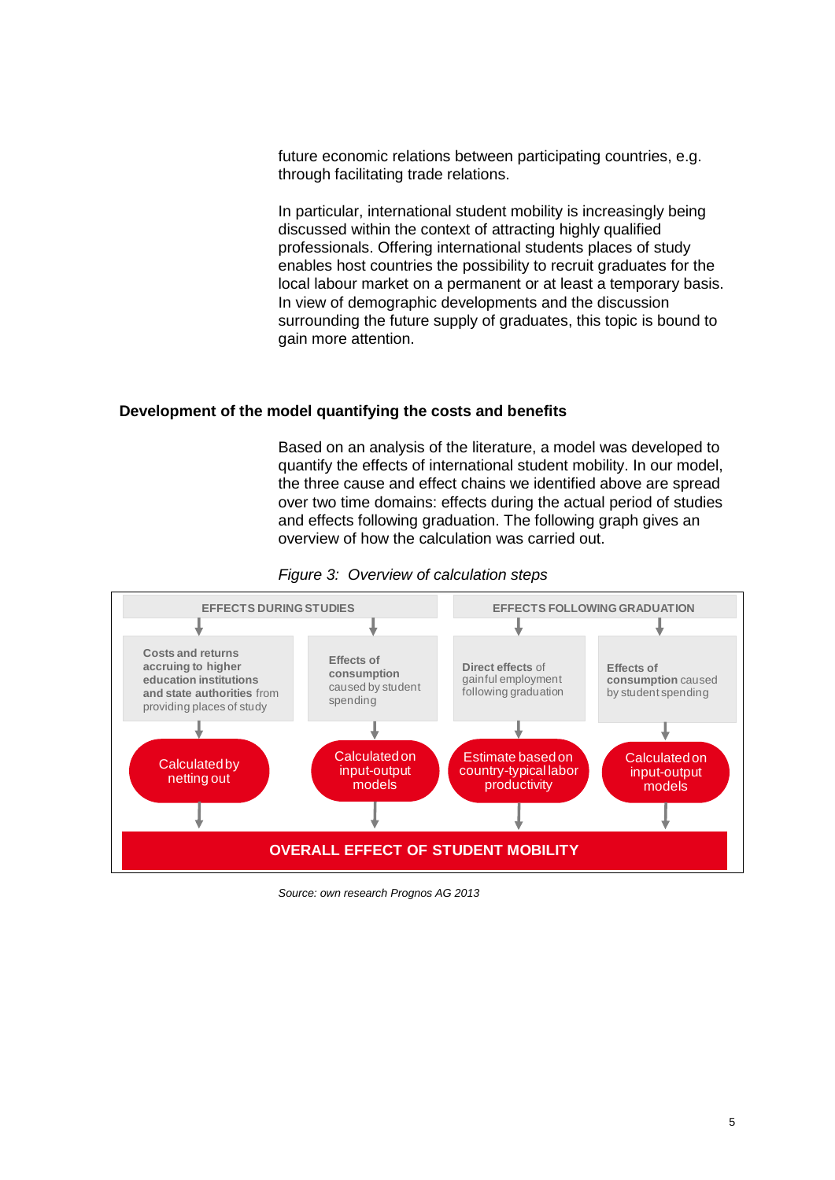future economic relations between participating countries, e.g. through facilitating trade relations.

In particular, international student mobility is increasingly being discussed within the context of attracting highly qualified professionals. Offering international students places of study enables host countries the possibility to recruit graduates for the local labour market on a permanent or at least a temporary basis. In view of demographic developments and the discussion surrounding the future supply of graduates, this topic is bound to gain more attention.

## Development of the model quantifying the costs and benefits

Based on an analysis of the literature, a model was developed to quantify the effects of international student mobility. In our model, the three cause and effect chains we identified above are spread over two time domains: effects during the actual period of studies and effects following graduation. The following graph gives an overview of how the calculation was carried out.

*Figure 3: Overview of calculation steps*

| EFFECTS DURING STUDIES | | EFFECTS FOLLOWING GRADUATION | |
|---|---|---|---|
| **Costs and returns accruing to higher education institutions and state authorities** from providing places of study | **Effects of consumption** caused by student spending | **Direct effects** of gainful employment following graduation | **Effects of consumption** caused by student spending |
| Calculated by netting out | Calculated on input-output models | Estimate based on country-typical labor productivity | Calculated on input-output models |
| **OVERALL EFFECT OF STUDENT MOBILITY** | | | |

*Source: own research Prognos AG 2013*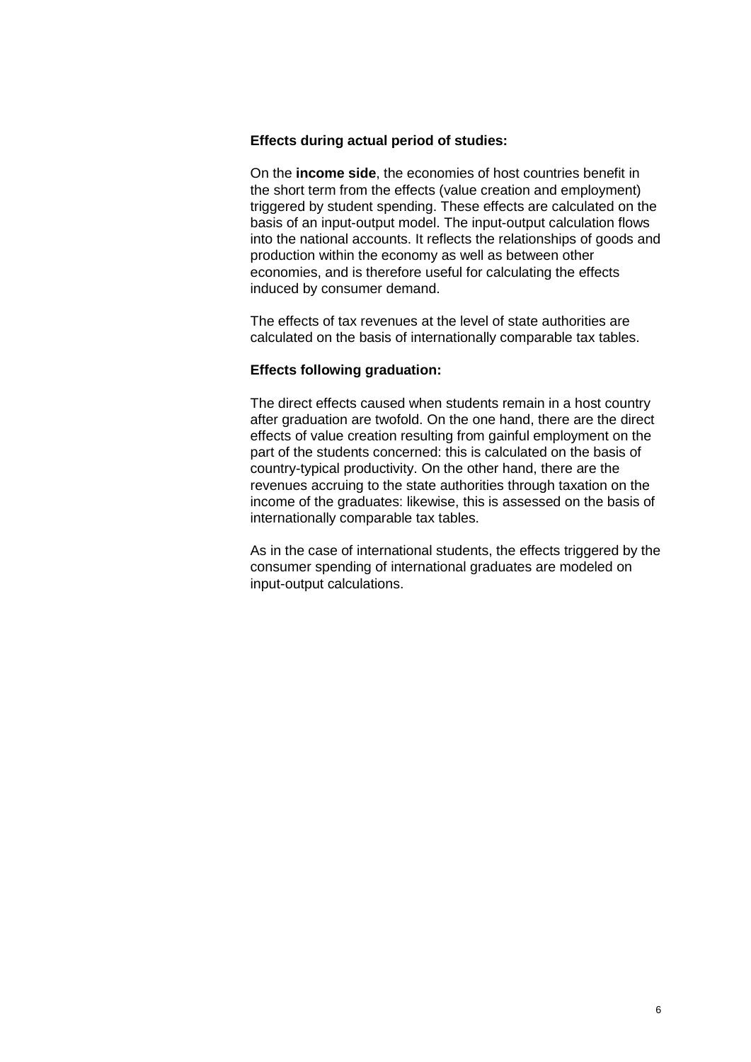**Effects during actual period of studies:**

On the **income side**, the economies of host countries benefit in the short term from the effects (value creation and employment) triggered by student spending. These effects are calculated on the basis of an input-output model. The input-output calculation flows into the national accounts. It reflects the relationships of goods and production within the economy as well as between other economies, and is therefore useful for calculating the effects induced by consumer demand.

The effects of tax revenues at the level of state authorities are calculated on the basis of internationally comparable tax tables.

**Effects following graduation:**

The direct effects caused when students remain in a host country after graduation are twofold. On the one hand, there are the direct effects of value creation resulting from gainful employment on the part of the students concerned: this is calculated on the basis of country-typical productivity. On the other hand, there are the revenues accruing to the state authorities through taxation on the income of the graduates: likewise, this is assessed on the basis of internationally comparable tax tables.

As in the case of international students, the effects triggered by the consumer spending of international graduates are modeled on input-output calculations.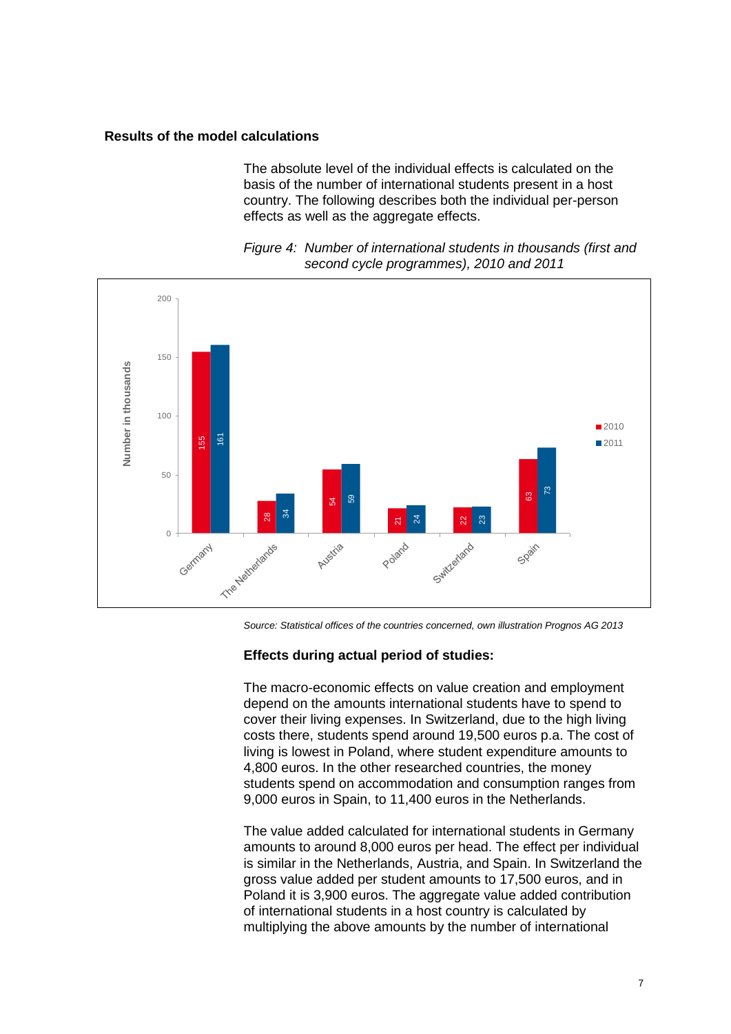### Results of the model calculations

The absolute level of the individual effects is calculated on the basis of the number of international students present in a host country. The following describes both the individual per-person effects as well as the aggregate effects.

*Figure 4: Number of international students in thousands (first and second cycle programmes), 2010 and 2011*

| Country | 2010 | 2011 |
|---|---|---|
| Germany | 155 | 161 |
| The Netherlands | 28 | 34 |
| Austria | 54 | 59 |
| Poland | 21 | 24 |
| Switzerland | 22 | 23 |
| Spain | 63 | 73 |

*Source: Statistical offices of the countries concerned, own illustration Prognos AG 2013*

**Effects during actual period of studies:**

The macro-economic effects on value creation and employment depend on the amounts international students have to spend to cover their living expenses. In Switzerland, due to the high living costs there, students spend around 19,500 euros p.a. The cost of living is lowest in Poland, where student expenditure amounts to 4,800 euros. In the other researched countries, the money students spend on accommodation and consumption ranges from 9,000 euros in Spain, to 11,400 euros in the Netherlands.

The value added calculated for international students in Germany amounts to around 8,000 euros per head. The effect per individual is similar in the Netherlands, Austria, and Spain. In Switzerland the gross value added per student amounts to 17,500 euros, and in Poland it is 3,900 euros. The aggregate value added contribution of international students in a host country is calculated by multiplying the above amounts by the number of international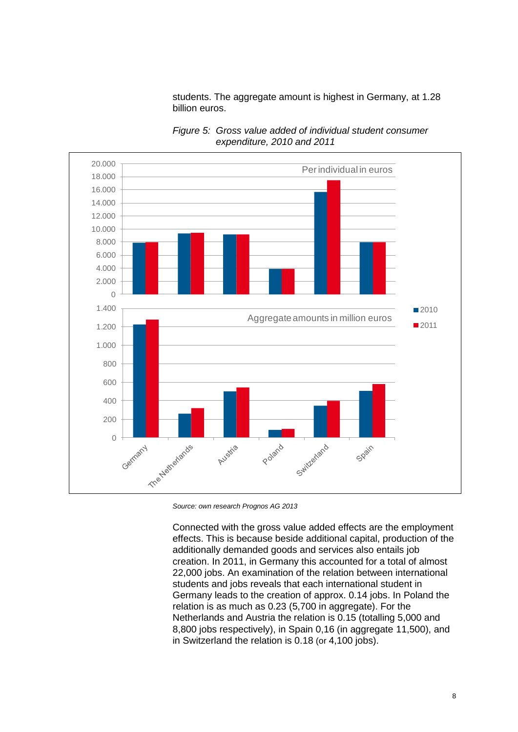students. The aggregate amount is highest in Germany, at 1.28 billion euros.

*Figure 5: Gross value added of individual student consumer expenditure, 2010 and 2011*

*Source: own research Prognos AG 2013*

Connected with the gross value added effects are the employment effects. This is because beside additional capital, production of the additionally demanded goods and services also entails job creation. In 2011, in Germany this accounted for a total of almost 22,000 jobs. An examination of the relation between international students and jobs reveals that each international student in Germany leads to the creation of approx. 0.14 jobs. In Poland the relation is as much as 0.23 (5,700 in aggregate). For the Netherlands and Austria the relation is 0.15 (totalling 5,000 and 8,800 jobs respectively), in Spain 0,16 (in aggregate 11,500), and in Switzerland the relation is 0.18 (or 4,100 jobs).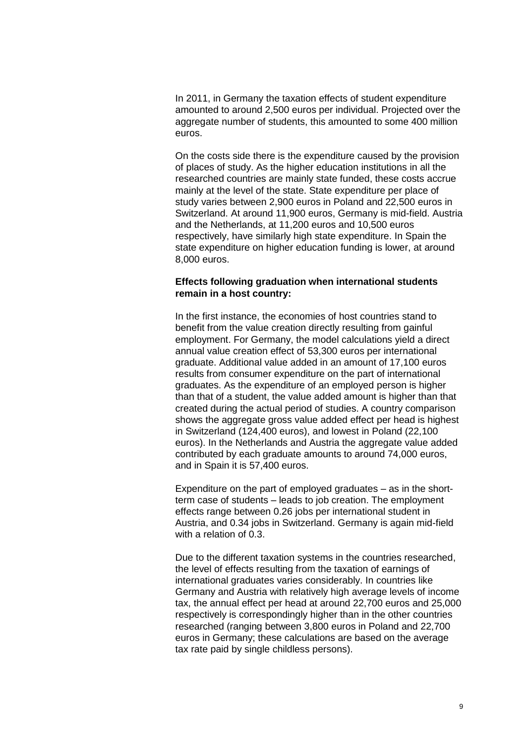In 2011, in Germany the taxation effects of student expenditure amounted to around 2,500 euros per individual. Projected over the aggregate number of students, this amounted to some 400 million euros.

On the costs side there is the expenditure caused by the provision of places of study. As the higher education institutions in all the researched countries are mainly state funded, these costs accrue mainly at the level of the state. State expenditure per place of study varies between 2,900 euros in Poland and 22,500 euros in Switzerland. At around 11,900 euros, Germany is mid-field. Austria and the Netherlands, at 11,200 euros and 10,500 euros respectively, have similarly high state expenditure. In Spain the state expenditure on higher education funding is lower, at around 8,000 euros.

**Effects following graduation when international students remain in a host country:**

In the first instance, the economies of host countries stand to benefit from the value creation directly resulting from gainful employment. For Germany, the model calculations yield a direct annual value creation effect of 53,300 euros per international graduate. Additional value added in an amount of 17,100 euros results from consumer expenditure on the part of international graduates. As the expenditure of an employed person is higher than that of a student, the value added amount is higher than that created during the actual period of studies. A country comparison shows the aggregate gross value added effect per head is highest in Switzerland (124,400 euros), and lowest in Poland (22,100 euros). In the Netherlands and Austria the aggregate value added contributed by each graduate amounts to around 74,000 euros, and in Spain it is 57,400 euros.

Expenditure on the part of employed graduates – as in the short-term case of students – leads to job creation. The employment effects range between 0.26 jobs per international student in Austria, and 0.34 jobs in Switzerland. Germany is again mid-field with a relation of 0.3.

Due to the different taxation systems in the countries researched, the level of effects resulting from the taxation of earnings of international graduates varies considerably. In countries like Germany and Austria with relatively high average levels of income tax, the annual effect per head at around 22,700 euros and 25,000 respectively is correspondingly higher than in the other countries researched (ranging between 3,800 euros in Poland and 22,700 euros in Germany; these calculations are based on the average tax rate paid by single childless persons).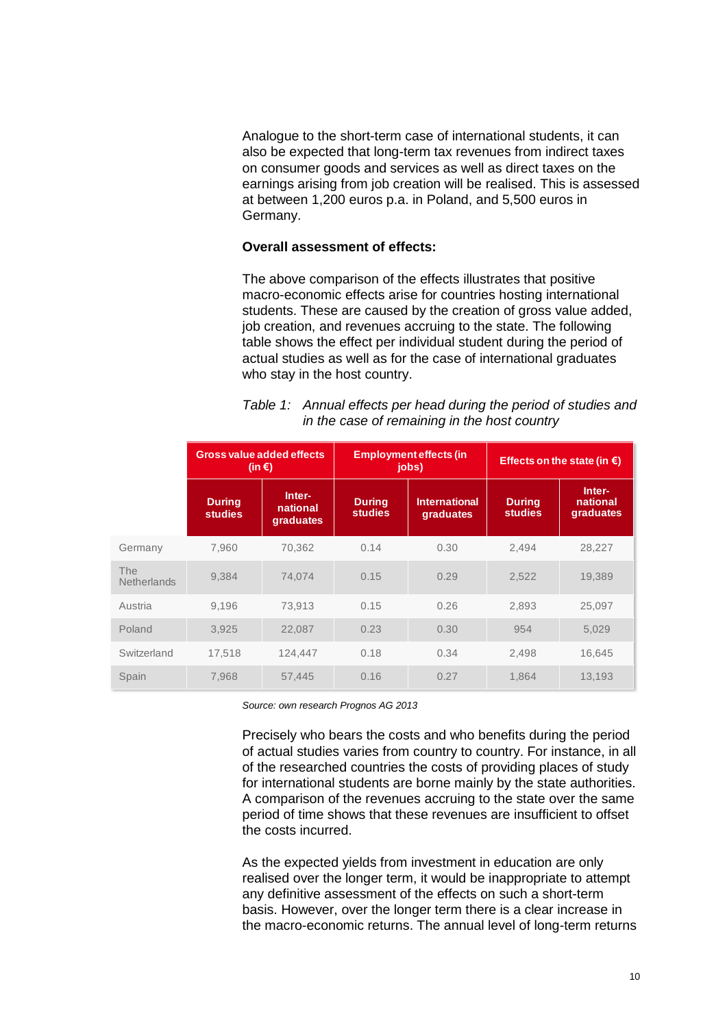Analogue to the short-term case of international students, it can also be expected that long-term tax revenues from indirect taxes on consumer goods and services as well as direct taxes on the earnings arising from job creation will be realised. This is assessed at between 1,200 euros p.a. in Poland, and 5,500 euros in Germany.

**Overall assessment of effects:**

The above comparison of the effects illustrates that positive macro-economic effects arise for countries hosting international students. These are caused by the creation of gross value added, job creation, and revenues accruing to the state. The following table shows the effect per individual student during the period of actual studies as well as for the case of international graduates who stay in the host country.

*Table 1: Annual effects per head during the period of studies and in the case of remaining in the host country*

| | Gross value added effects (in €) | | Employment effects (in jobs) | | Effects on the state (in €) | |
|---|---|---|---|---|---|---|
| | During studies | Inter-national graduates | During studies | International graduates | During studies | Inter-national graduates |
| Germany | 7,960 | 70,362 | 0.14 | 0.30 | 2,494 | 28,227 |
| The Netherlands | 9,384 | 74,074 | 0.15 | 0.29 | 2,522 | 19,389 |
| Austria | 9,196 | 73,913 | 0.15 | 0.26 | 2,893 | 25,097 |
| Poland | 3,925 | 22,087 | 0.23 | 0.30 | 954 | 5,029 |
| Switzerland | 17,518 | 124,447 | 0.18 | 0.34 | 2,498 | 16,645 |
| Spain | 7,968 | 57,445 | 0.16 | 0.27 | 1,864 | 13,193 |

*Source: own research Prognos AG 2013*

Precisely who bears the costs and who benefits during the period of actual studies varies from country to country. For instance, in all of the researched countries the costs of providing places of study for international students are borne mainly by the state authorities. A comparison of the revenues accruing to the state over the same period of time shows that these revenues are insufficient to offset the costs incurred.

As the expected yields from investment in education are only realised over the longer term, it would be inappropriate to attempt any definitive assessment of the effects on such a short-term basis. However, over the longer term there is a clear increase in the macro-economic returns. The annual level of long-term returns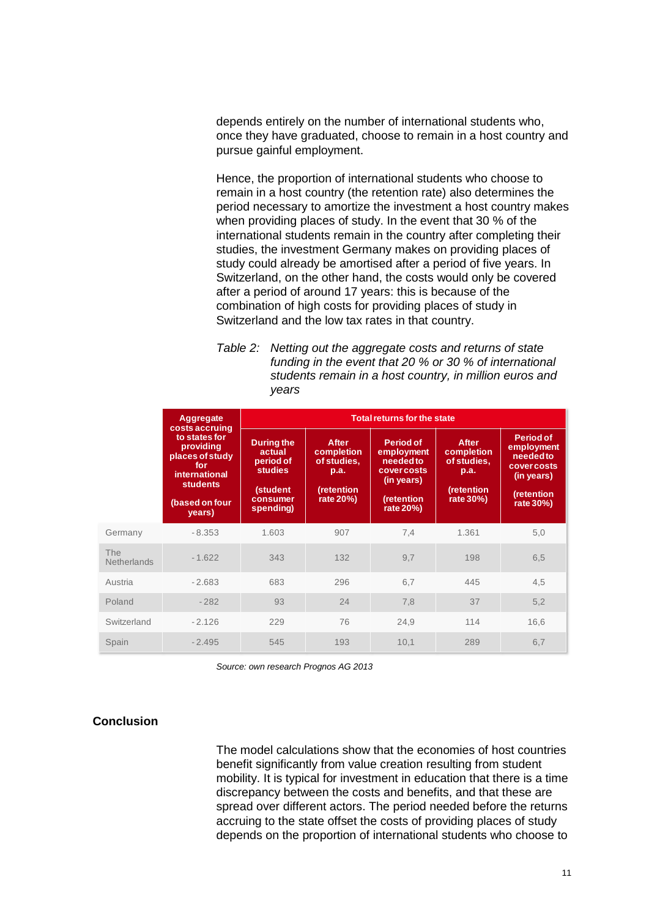depends entirely on the number of international students who, once they have graduated, choose to remain in a host country and pursue gainful employment.

Hence, the proportion of international students who choose to remain in a host country (the retention rate) also determines the period necessary to amortize the investment a host country makes when providing places of study. In the event that 30 % of the international students remain in the country after completing their studies, the investment Germany makes on providing places of study could already be amortised after a period of five years. In Switzerland, on the other hand, the costs would only be covered after a period of around 17 years: this is because of the combination of high costs for providing places of study in Switzerland and the low tax rates in that country.

*Table 2: Netting out the aggregate costs and returns of state funding in the event that 20 % or 30 % of international students remain in a host country, in million euros and years*

| | Aggregate costs accruing to states for providing places of study for international students (based on four years) | Total returns for the state | | | | |
|---|---|---|---|---|---|---|
| | | During the actual period of studies (student consumer spending) | After completion of studies, p.a. (retention rate 20%) | Period of employment needed to cover costs (in years) (retention rate 20%) | After completion of studies, p.a. (retention rate 30%) | Period of employment needed to cover costs (in years) (retention rate 30%) |
| Germany | -8.353 | 1.603 | 907 | 7,4 | 1.361 | 5,0 |
| The Netherlands | -1.622 | 343 | 132 | 9,7 | 198 | 6,5 |
| Austria | -2.683 | 683 | 296 | 6,7 | 445 | 4,5 |
| Poland | -282 | 93 | 24 | 7,8 | 37 | 5,2 |
| Switzerland | -2.126 | 229 | 76 | 24,9 | 114 | 16,6 |
| Spain | -2.495 | 545 | 193 | 10,1 | 289 | 6,7 |

*Source: own research Prognos AG 2013*

## Conclusion

The model calculations show that the economies of host countries benefit significantly from value creation resulting from student mobility. It is typical for investment in education that there is a time discrepancy between the costs and benefits, and that these are spread over different actors. The period needed before the returns accruing to the state offset the costs of providing places of study depends on the proportion of international students who choose to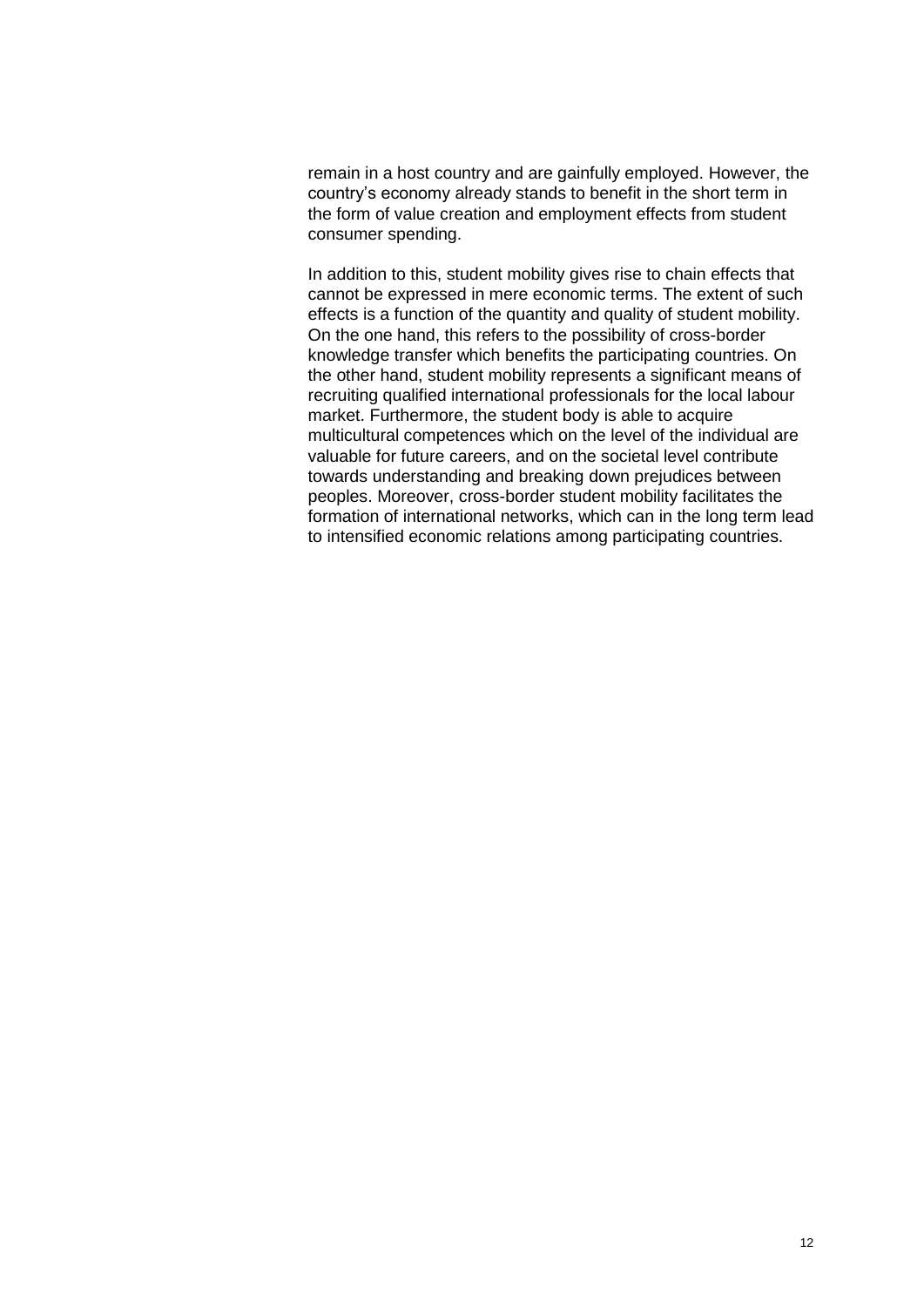remain in a host country and are gainfully employed. However, the country's economy already stands to benefit in the short term in the form of value creation and employment effects from student consumer spending.

In addition to this, student mobility gives rise to chain effects that cannot be expressed in mere economic terms. The extent of such effects is a function of the quantity and quality of student mobility. On the one hand, this refers to the possibility of cross-border knowledge transfer which benefits the participating countries. On the other hand, student mobility represents a significant means of recruiting qualified international professionals for the local labour market. Furthermore, the student body is able to acquire multicultural competences which on the level of the individual are valuable for future careers, and on the societal level contribute towards understanding and breaking down prejudices between peoples. Moreover, cross-border student mobility facilitates the formation of international networks, which can in the long term lead to intensified economic relations among participating countries.